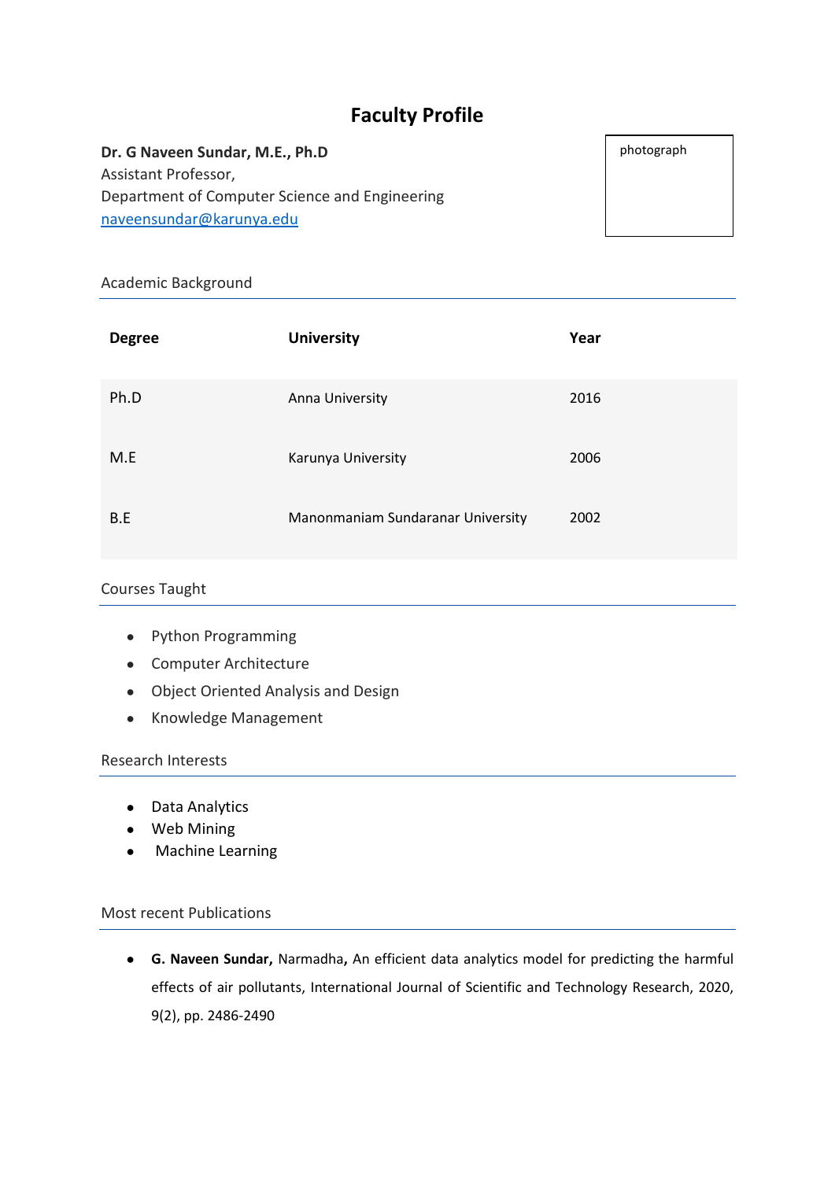# Faculty Profile

**Dr. G Naveen Sundar, M.E., Ph.D**
Assistant Professor,
Department of Computer Science and Engineering
naveensundar@karunya.edu

photograph

## Academic Background

| Degree | University | Year |
| --- | --- | --- |
| Ph.D | Anna University | 2016 |
| M.E | Karunya University | 2006 |
| B.E | Manonmaniam Sundaranar University | 2002 |

## Courses Taught

- Python Programming
- Computer Architecture
- Object Oriented Analysis and Design
- Knowledge Management

## Research Interests

- Data Analytics
- Web Mining
- Machine Learning

## Most recent Publications

- **G. Naveen Sundar,** Narmadha**,** An efficient data analytics model for predicting the harmful effects of air pollutants, International Journal of Scientific and Technology Research, 2020, 9(2), pp. 2486-2490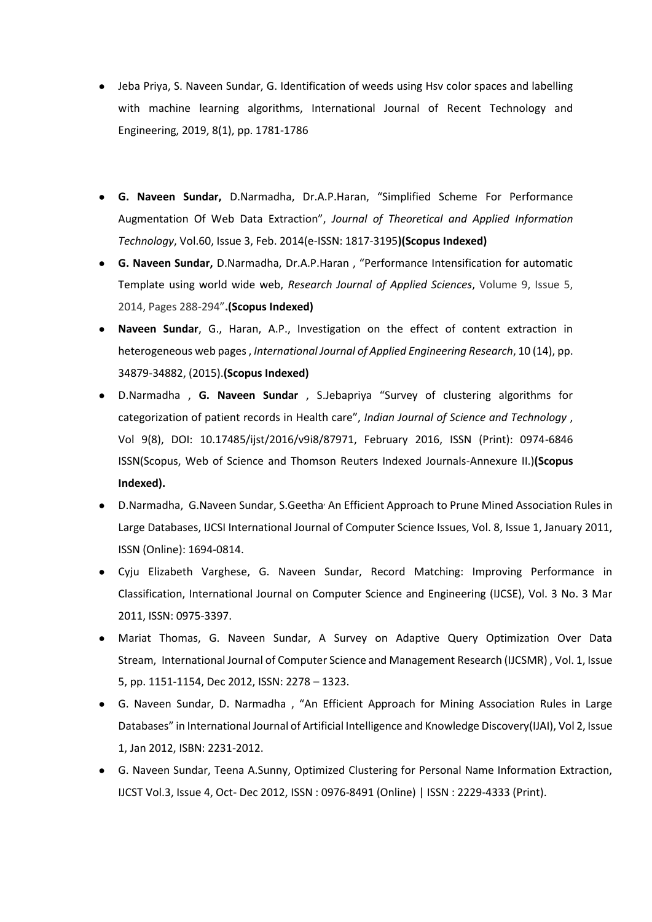- Jeba Priya, S. Naveen Sundar, G. Identification of weeds using Hsv color spaces and labelling with machine learning algorithms, International Journal of Recent Technology and Engineering, 2019, 8(1), pp. 1781-1786

- **G. Naveen Sundar,** D.Narmadha, Dr.A.P.Haran, "Simplified Scheme For Performance Augmentation Of Web Data Extraction", *Journal of Theoretical and Applied Information Technology*, Vol.60, Issue 3, Feb. 2014(e-ISSN: 1817-3195**)(Scopus Indexed)**
- **G. Naveen Sundar,** D.Narmadha, Dr.A.P.Haran , "Performance Intensification for automatic Template using world wide web, *Research Journal of Applied Sciences*, Volume 9, Issue 5, 2014, Pages 288-294"**.(Scopus Indexed)**
- **Naveen Sundar**, G., Haran, A.P., Investigation on the effect of content extraction in heterogeneous web pages , *International Journal of Applied Engineering Research*, 10 (14), pp. 34879-34882, (2015).**(Scopus Indexed)**
- D.Narmadha , **G. Naveen Sundar** , S.Jebapriya "Survey of clustering algorithms for categorization of patient records in Health care", *Indian Journal of Science and Technology* , Vol 9(8), DOI: 10.17485/ijst/2016/v9i8/87971, February 2016, ISSN (Print): 0974-6846 ISSN(Scopus, Web of Science and Thomson Reuters Indexed Journals-Annexure II.)**(Scopus Indexed).**
- D.Narmadha, G.Naveen Sundar, S.Geetha, An Efficient Approach to Prune Mined Association Rules in Large Databases, IJCSI International Journal of Computer Science Issues, Vol. 8, Issue 1, January 2011, ISSN (Online): 1694-0814.
- Cyju Elizabeth Varghese, G. Naveen Sundar, Record Matching: Improving Performance in Classification, International Journal on Computer Science and Engineering (IJCSE), Vol. 3 No. 3 Mar 2011, ISSN: 0975-3397.
- Mariat Thomas, G. Naveen Sundar, A Survey on Adaptive Query Optimization Over Data Stream, International Journal of Computer Science and Management Research (IJCSMR) , Vol. 1, Issue 5, pp. 1151-1154, Dec 2012, ISSN: 2278 – 1323.
- G. Naveen Sundar, D. Narmadha , "An Efficient Approach for Mining Association Rules in Large Databases" in International Journal of Artificial Intelligence and Knowledge Discovery(IJAI), Vol 2, Issue 1, Jan 2012, ISBN: 2231-2012.
- G. Naveen Sundar, Teena A.Sunny, Optimized Clustering for Personal Name Information Extraction, IJCST Vol.3, Issue 4, Oct- Dec 2012, ISSN : 0976-8491 (Online) | ISSN : 2229-4333 (Print).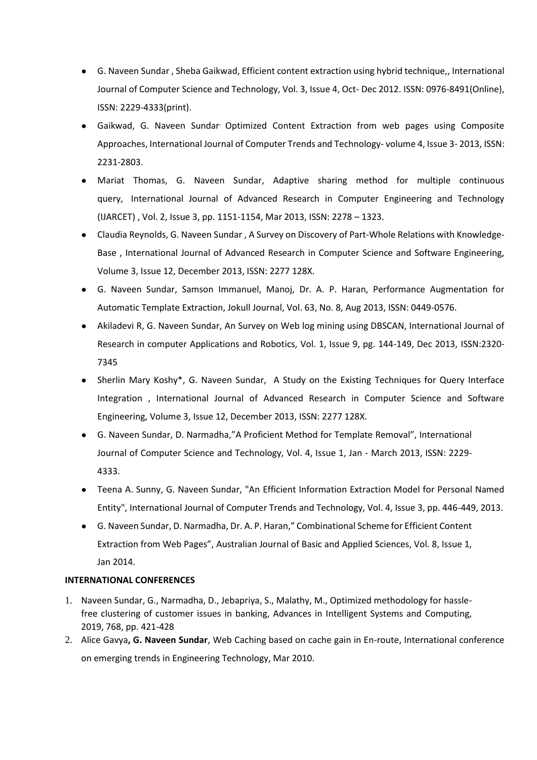- G. Naveen Sundar , Sheba Gaikwad, Efficient content extraction using hybrid technique,, International Journal of Computer Science and Technology, Vol. 3, Issue 4, Oct- Dec 2012. ISSN: 0976-8491(Online), ISSN: 2229-4333(print).
- Gaikwad, G. Naveen Sundar, Optimized Content Extraction from web pages using Composite Approaches, International Journal of Computer Trends and Technology- volume 4, Issue 3- 2013, ISSN: 2231-2803.
- Mariat Thomas, G. Naveen Sundar, Adaptive sharing method for multiple continuous query, International Journal of Advanced Research in Computer Engineering and Technology (IJARCET) , Vol. 2, Issue 3, pp. 1151-1154, Mar 2013, ISSN: 2278 – 1323.
- Claudia Reynolds, G. Naveen Sundar , A Survey on Discovery of Part-Whole Relations with Knowledge-Base , International Journal of Advanced Research in Computer Science and Software Engineering, Volume 3, Issue 12, December 2013, ISSN: 2277 128X.
- G. Naveen Sundar, Samson Immanuel, Manoj, Dr. A. P. Haran, Performance Augmentation for Automatic Template Extraction, Jokull Journal, Vol. 63, No. 8, Aug 2013, ISSN: 0449-0576.
- Akiladevi R, G. Naveen Sundar, An Survey on Web log mining using DBSCAN, International Journal of Research in computer Applications and Robotics, Vol. 1, Issue 9, pg. 144-149, Dec 2013, ISSN:2320-7345
- Sherlin Mary Koshy*, G. Naveen Sundar, A Study on the Existing Techniques for Query Interface Integration , International Journal of Advanced Research in Computer Science and Software Engineering, Volume 3, Issue 12, December 2013, ISSN: 2277 128X.
- G. Naveen Sundar, D. Narmadha,"A Proficient Method for Template Removal", International Journal of Computer Science and Technology, Vol. 4, Issue 1, Jan - March 2013, ISSN: 2229-4333.
- Teena A. Sunny, G. Naveen Sundar, "An Efficient Information Extraction Model for Personal Named Entity", International Journal of Computer Trends and Technology, Vol. 4, Issue 3, pp. 446-449, 2013.
- G. Naveen Sundar, D. Narmadha, Dr. A. P. Haran," Combinational Scheme for Efficient Content Extraction from Web Pages", Australian Journal of Basic and Applied Sciences, Vol. 8, Issue 1, Jan 2014.

**INTERNATIONAL CONFERENCES**

1. Naveen Sundar, G., Narmadha, D., Jebapriya, S., Malathy, M., Optimized methodology for hassle-free clustering of customer issues in banking, Advances in Intelligent Systems and Computing, 2019, 768, pp. 421-428
2. Alice Gavya**, G. Naveen Sundar**, Web Caching based on cache gain in En-route, International conference on emerging trends in Engineering Technology, Mar 2010.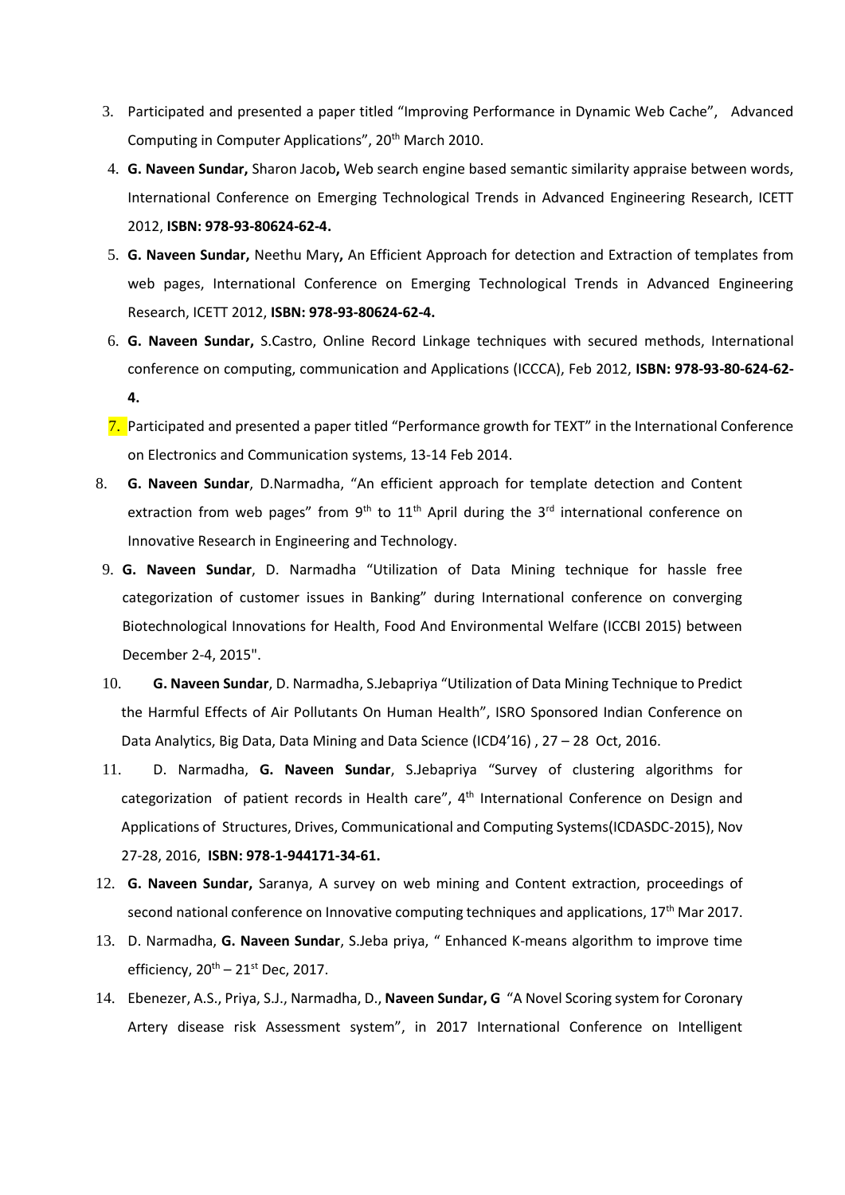3. Participated and presented a paper titled "Improving Performance in Dynamic Web Cache", Advanced Computing in Computer Applications", 20th March 2010.
4. **G. Naveen Sundar,** Sharon Jacob**,** Web search engine based semantic similarity appraise between words, International Conference on Emerging Technological Trends in Advanced Engineering Research, ICETT 2012, **ISBN: 978-93-80624-62-4.**
5. **G. Naveen Sundar,** Neethu Mary**,** An Efficient Approach for detection and Extraction of templates from web pages, International Conference on Emerging Technological Trends in Advanced Engineering Research, ICETT 2012, **ISBN: 978-93-80624-62-4.**
6. **G. Naveen Sundar,** S.Castro, Online Record Linkage techniques with secured methods, International conference on computing, communication and Applications (ICCCA), Feb 2012, **ISBN: 978-93-80-624-62-4.**
7. Participated and presented a paper titled "Performance growth for TEXT" in the International Conference on Electronics and Communication systems, 13-14 Feb 2014.
8. **G. Naveen Sundar**, D.Narmadha, "An efficient approach for template detection and Content extraction from web pages" from 9th to 11th April during the 3rd international conference on Innovative Research in Engineering and Technology.
9. **G. Naveen Sundar**, D. Narmadha "Utilization of Data Mining technique for hassle free categorization of customer issues in Banking" during International conference on converging Biotechnological Innovations for Health, Food And Environmental Welfare (ICCBI 2015) between December 2-4, 2015".
10. **G. Naveen Sundar**, D. Narmadha, S.Jebapriya "Utilization of Data Mining Technique to Predict the Harmful Effects of Air Pollutants On Human Health", ISRO Sponsored Indian Conference on Data Analytics, Big Data, Data Mining and Data Science (ICD4'16) , 27 – 28 Oct, 2016.
11. D. Narmadha, **G. Naveen Sundar**, S.Jebapriya "Survey of clustering algorithms for categorization of patient records in Health care", 4th International Conference on Design and Applications of Structures, Drives, Communicational and Computing Systems(ICDASDC-2015), Nov 27-28, 2016, **ISBN: 978-1-944171-34-61.**
12. **G. Naveen Sundar,** Saranya, A survey on web mining and Content extraction, proceedings of second national conference on Innovative computing techniques and applications, 17th Mar 2017.
13. D. Narmadha, **G. Naveen Sundar**, S.Jeba priya, " Enhanced K-means algorithm to improve time efficiency, 20th – 21st Dec, 2017.
14. Ebenezer, A.S., Priya, S.J., Narmadha, D., **Naveen Sundar, G** "A Novel Scoring system for Coronary Artery disease risk Assessment system", in 2017 International Conference on Intelligent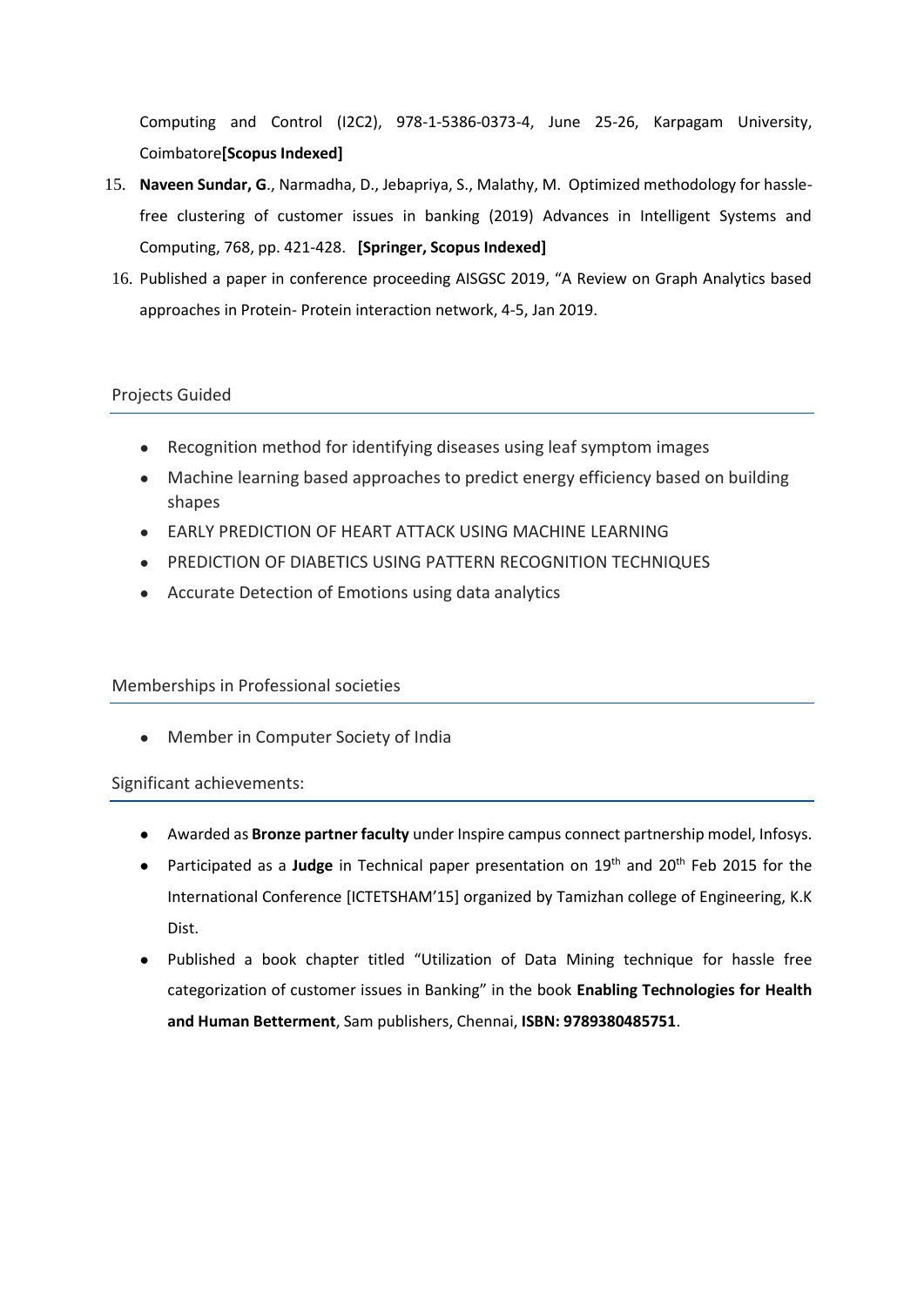Computing and Control (I2C2), 978-1-5386-0373-4, June 25-26, Karpagam University, Coimbatore**[Scopus Indexed]**

15. **Naveen Sundar, G**., Narmadha, D., Jebapriya, S., Malathy, M. Optimized methodology for hassle-free clustering of customer issues in banking (2019) Advances in Intelligent Systems and Computing, 768, pp. 421-428. **[Springer, Scopus Indexed]**
16. Published a paper in conference proceeding AISGSC 2019, "A Review on Graph Analytics based approaches in Protein- Protein interaction network, 4-5, Jan 2019.

## Projects Guided

- Recognition method for identifying diseases using leaf symptom images
- Machine learning based approaches to predict energy efficiency based on building shapes
- EARLY PREDICTION OF HEART ATTACK USING MACHINE LEARNING
- PREDICTION OF DIABETICS USING PATTERN RECOGNITION TECHNIQUES
- Accurate Detection of Emotions using data analytics

## Memberships in Professional societies

- Member in Computer Society of India

## Significant achievements:

- Awarded as **Bronze partner faculty** under Inspire campus connect partnership model, Infosys.
- Participated as a **Judge** in Technical paper presentation on 19th and 20th Feb 2015 for the International Conference [ICTETSHAM'15] organized by Tamizhan college of Engineering, K.K Dist.
- Published a book chapter titled "Utilization of Data Mining technique for hassle free categorization of customer issues in Banking" in the book **Enabling Technologies for Health and Human Betterment**, Sam publishers, Chennai, **ISBN: 9789380485751**.